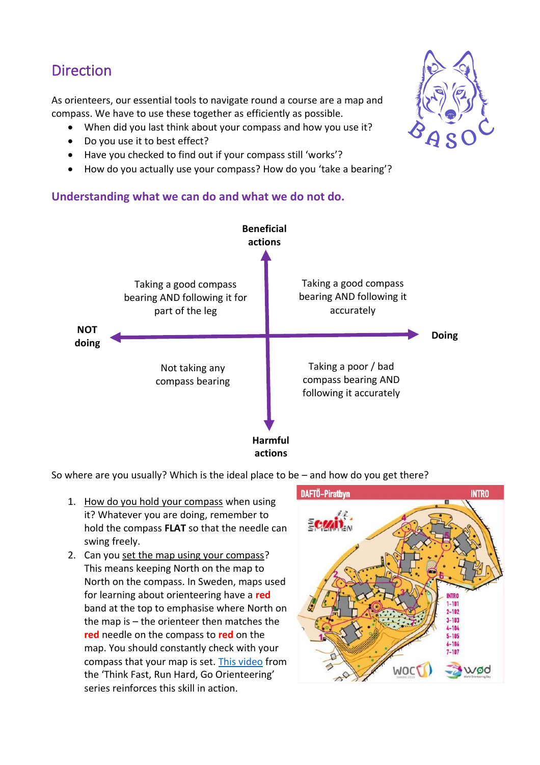# Direction

As orienteers, our essential tools to navigate round a course are a map and compass. We have to use these together as efficiently as possible.

- When did you last think about your compass and how you use it?
- Do you use it to best effect?
- Have you checked to find out if your compass still 'works'?
- How do you actually use your compass? How do you 'take a bearing'?

## Understanding what we can do and what we do not do.

**Beneficial actions**

**NOT doing** — **Doing**

**Harmful actions**

| | NOT doing | Doing |
|---|---|---|
| **Beneficial actions** | Taking a good compass bearing AND following it for part of the leg | Taking a good compass bearing AND following it accurately |
| **Harmful actions** | Not taking any compass bearing | Taking a poor / bad compass bearing AND following it accurately |

So where are you usually? Which is the ideal place to be – and how do you get there?

1. How do you hold your compass when using it? Whatever you are doing, remember to hold the compass **FLAT** so that the needle can swing freely.
2. Can you set the map using your compass? This means keeping North on the map to North on the compass. In Sweden, maps used for learning about orienteering have a **red** band at the top to emphasise where North on the map is – the orienteer then matches the **red** needle on the compass to **red** on the map. You should constantly check with your compass that your map is set. This video from the 'Think Fast, Run Hard, Go Orienteering' series reinforces this skill in action.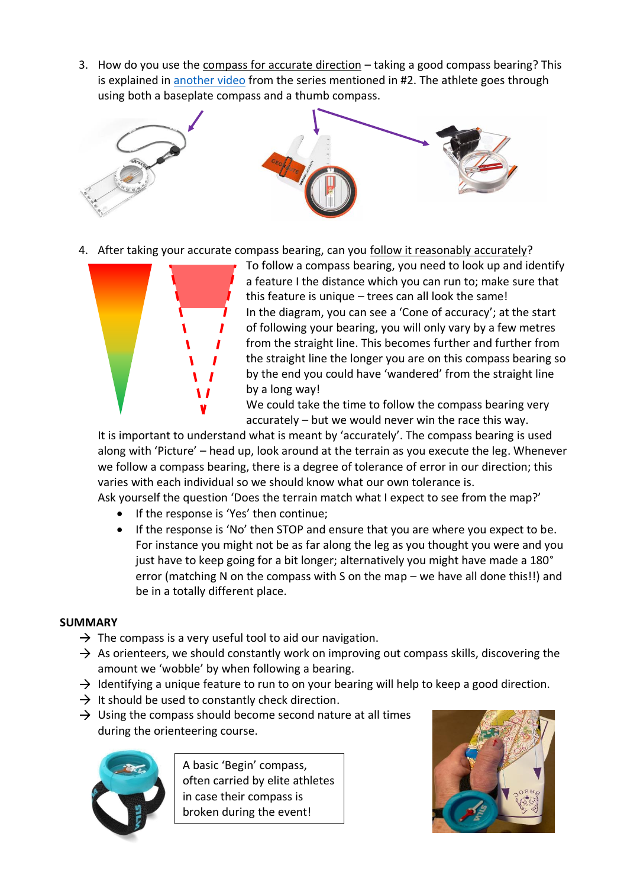3. How do you use the compass for accurate direction – taking a good compass bearing? This is explained in another video from the series mentioned in #2. The athlete goes through using both a baseplate compass and a thumb compass.

4. After taking your accurate compass bearing, can you follow it reasonably accurately?

   To follow a compass bearing, you need to look up and identify a feature I the distance which you can run to; make sure that this feature is unique – trees can all look the same!

   In the diagram, you can see a 'Cone of accuracy'; at the start of following your bearing, you will only vary by a few metres from the straight line. This becomes further and further from the straight line the longer you are on this compass bearing so by the end you could have 'wandered' from the straight line by a long way!

   We could take the time to follow the compass bearing very accurately – but we would never win the race this way.

   It is important to understand what is meant by 'accurately'. The compass bearing is used along with 'Picture' – head up, look around at the terrain as you execute the leg. Whenever we follow a compass bearing, there is a degree of tolerance of error in our direction; this varies with each individual so we should know what our own tolerance is.

   Ask yourself the question 'Does the terrain match what I expect to see from the map?'

   - If the response is 'Yes' then continue;
   - If the response is 'No' then STOP and ensure that you are where you expect to be. For instance you might not be as far along the leg as you thought you were and you just have to keep going for a bit longer; alternatively you might have made a 180° error (matching N on the compass with S on the map – we have all done this!!) and be in a totally different place.

**SUMMARY**

- → The compass is a very useful tool to aid our navigation.
- → As orienteers, we should constantly work on improving out compass skills, discovering the amount we 'wobble' by when following a bearing.
- → Identifying a unique feature to run to on your bearing will help to keep a good direction.
- → It should be used to constantly check direction.
- → Using the compass should become second nature at all times during the orienteering course.

A basic 'Begin' compass, often carried by elite athletes in case their compass is broken during the event!